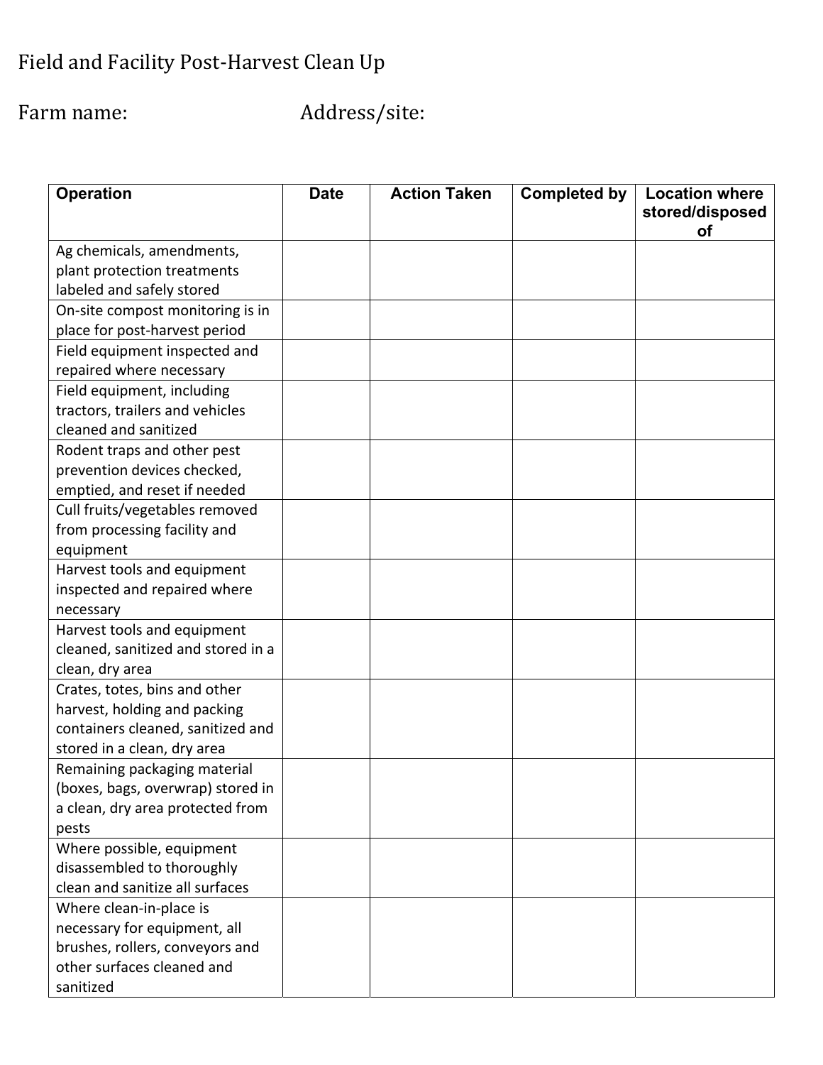# Field and Facility Post-Harvest Clean Up

Farm name: Address/site:

| Operation | Date | Action Taken | Completed by | Location where stored/disposed of |
|---|---|---|---|---|
| Ag chemicals, amendments, plant protection treatments labeled and safely stored | | | | |
| On-site compost monitoring is in place for post-harvest period | | | | |
| Field equipment inspected and repaired where necessary | | | | |
| Field equipment, including tractors, trailers and vehicles cleaned and sanitized | | | | |
| Rodent traps and other pest prevention devices checked, emptied, and reset if needed | | | | |
| Cull fruits/vegetables removed from processing facility and equipment | | | | |
| Harvest tools and equipment inspected and repaired where necessary | | | | |
| Harvest tools and equipment cleaned, sanitized and stored in a clean, dry area | | | | |
| Crates, totes, bins and other harvest, holding and packing containers cleaned, sanitized and stored in a clean, dry area | | | | |
| Remaining packaging material (boxes, bags, overwrap) stored in a clean, dry area protected from pests | | | | |
| Where possible, equipment disassembled to thoroughly clean and sanitize all surfaces | | | | |
| Where clean-in-place is necessary for equipment, all brushes, rollers, conveyors and other surfaces cleaned and sanitized | | | | |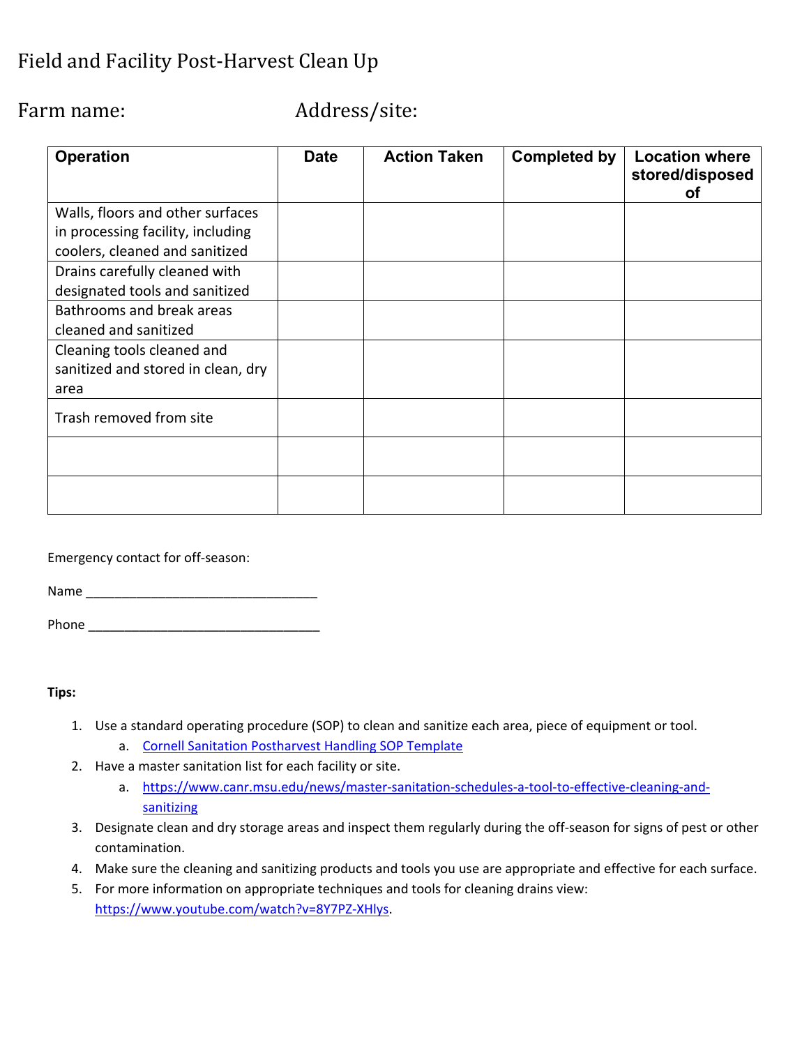# Field and Facility Post-Harvest Clean Up

## Farm name: Address/site:

| Operation | Date | Action Taken | Completed by | Location where stored/disposed of |
|---|---|---|---|---|
| Walls, floors and other surfaces in processing facility, including coolers, cleaned and sanitized | | | | |
| Drains carefully cleaned with designated tools and sanitized | | | | |
| Bathrooms and break areas cleaned and sanitized | | | | |
| Cleaning tools cleaned and sanitized and stored in clean, dry area | | | | |
| Trash removed from site | | | | |
| | | | | |
| | | | | |

Emergency contact for off-season:

Name ________________________________

Phone ________________________________

**Tips:**

1. Use a standard operating procedure (SOP) to clean and sanitize each area, piece of equipment or tool.
   a. Cornell Sanitation Postharvest Handling SOP Template
2. Have a master sanitation list for each facility or site.
   a. https://www.canr.msu.edu/news/master-sanitation-schedules-a-tool-to-effective-cleaning-and-sanitizing
3. Designate clean and dry storage areas and inspect them regularly during the off-season for signs of pest or other contamination.
4. Make sure the cleaning and sanitizing products and tools you use are appropriate and effective for each surface.
5. For more information on appropriate techniques and tools for cleaning drains view: https://www.youtube.com/watch?v=8Y7PZ-XHlys.